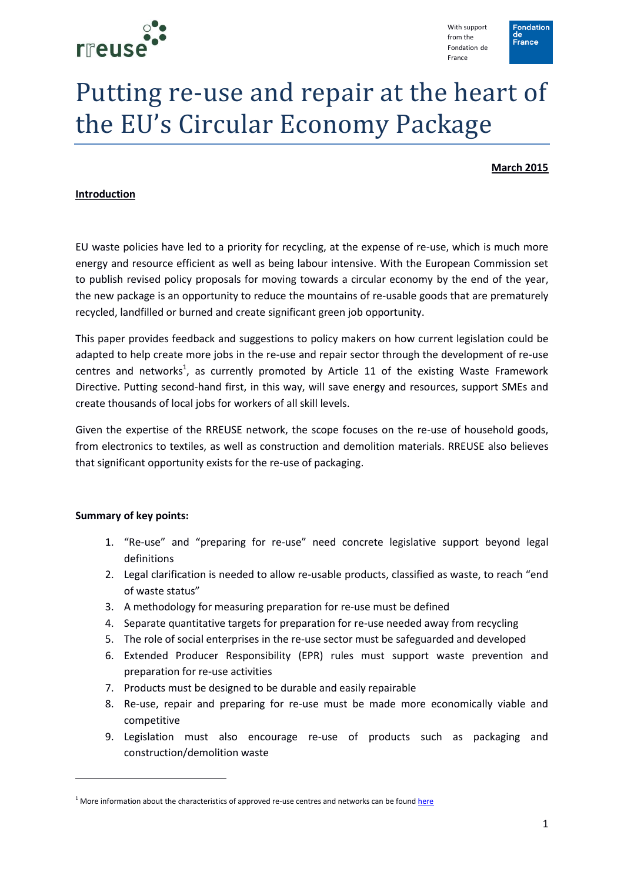# Putting re-use and repair at the heart of the EU's Circular Economy Package

**March 2015**

**Introduction**

EU waste policies have led to a priority for recycling, at the expense of re-use, which is much more energy and resource efficient as well as being labour intensive. With the European Commission set to publish revised policy proposals for moving towards a circular economy by the end of the year, the new package is an opportunity to reduce the mountains of re-usable goods that are prematurely recycled, landfilled or burned and create significant green job opportunity.

This paper provides feedback and suggestions to policy makers on how current legislation could be adapted to help create more jobs in the re-use and repair sector through the development of re-use centres and networks[1], as currently promoted by Article 11 of the existing Waste Framework Directive. Putting second-hand first, in this way, will save energy and resources, support SMEs and create thousands of local jobs for workers of all skill levels.

Given the expertise of the RREUSE network, the scope focuses on the re-use of household goods, from electronics to textiles, as well as construction and demolition materials. RREUSE also believes that significant opportunity exists for the re-use of packaging.

**Summary of key points:**

1. "Re-use" and "preparing for re-use" need concrete legislative support beyond legal definitions
2. Legal clarification is needed to allow re-usable products, classified as waste, to reach "end of waste status"
3. A methodology for measuring preparation for re-use must be defined
4. Separate quantitative targets for preparation for re-use needed away from recycling
5. The role of social enterprises in the re-use sector must be safeguarded and developed
6. Extended Producer Responsibility (EPR) rules must support waste prevention and preparation for re-use activities
7. Products must be designed to be durable and easily repairable
8. Re-use, repair and preparing for re-use must be made more economically viable and competitive
9. Legislation must also encourage re-use of products such as packaging and construction/demolition waste

[1] More information about the characteristics of approved re-use centres and networks can be found here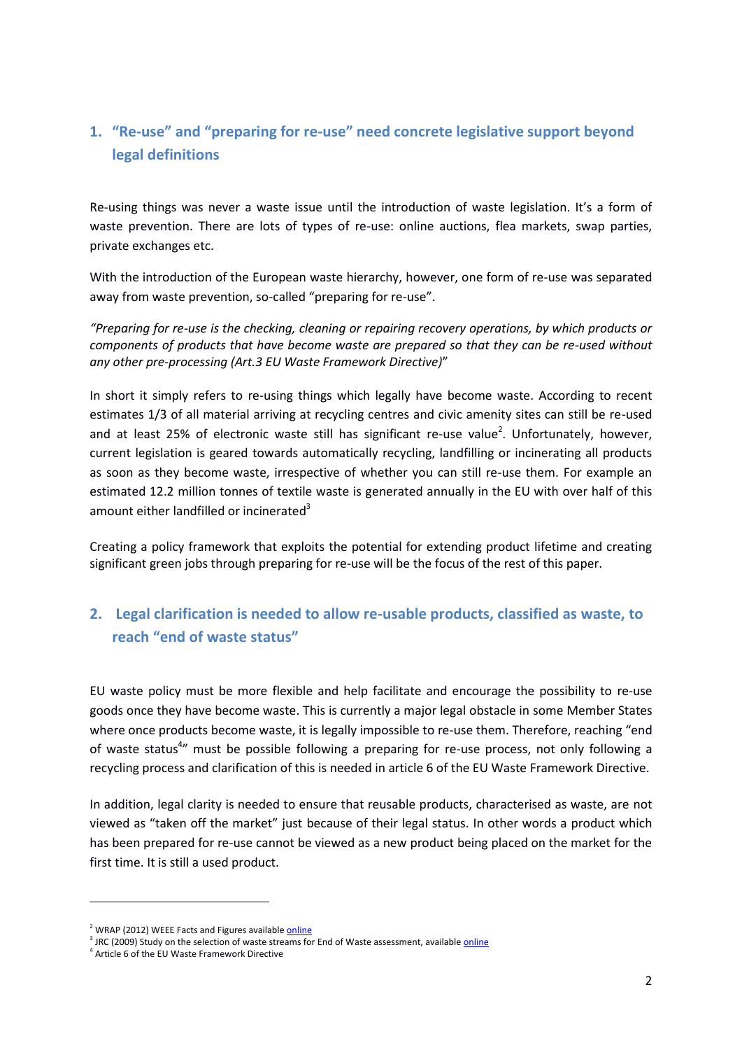## 1. "Re-use" and "preparing for re-use" need concrete legislative support beyond legal definitions

Re-using things was never a waste issue until the introduction of waste legislation. It's a form of waste prevention. There are lots of types of re-use: online auctions, flea markets, swap parties, private exchanges etc.

With the introduction of the European waste hierarchy, however, one form of re-use was separated away from waste prevention, so-called "preparing for re-use".

*"Preparing for re-use is the checking, cleaning or repairing recovery operations, by which products or components of products that have become waste are prepared so that they can be re-used without any other pre-processing (Art.3 EU Waste Framework Directive)*"

In short it simply refers to re-using things which legally have become waste. According to recent estimates 1/3 of all material arriving at recycling centres and civic amenity sites can still be re-used and at least 25% of electronic waste still has significant re-use value[2]. Unfortunately, however, current legislation is geared towards automatically recycling, landfilling or incinerating all products as soon as they become waste, irrespective of whether you can still re-use them. For example an estimated 12.2 million tonnes of textile waste is generated annually in the EU with over half of this amount either landfilled or incinerated[3]

Creating a policy framework that exploits the potential for extending product lifetime and creating significant green jobs through preparing for re-use will be the focus of the rest of this paper.

## 2. Legal clarification is needed to allow re-usable products, classified as waste, to reach "end of waste status"

EU waste policy must be more flexible and help facilitate and encourage the possibility to re-use goods once they have become waste. This is currently a major legal obstacle in some Member States where once products become waste, it is legally impossible to re-use them. Therefore, reaching "end of waste status[4]" must be possible following a preparing for re-use process, not only following a recycling process and clarification of this is needed in article 6 of the EU Waste Framework Directive.

In addition, legal clarity is needed to ensure that reusable products, characterised as waste, are not viewed as "taken off the market" just because of their legal status. In other words a product which has been prepared for re-use cannot be viewed as a new product being placed on the market for the first time. It is still a used product.

---

[2] WRAP (2012) WEEE Facts and Figures available online

[3] JRC (2009) Study on the selection of waste streams for End of Waste assessment, available online

[4] Article 6 of the EU Waste Framework Directive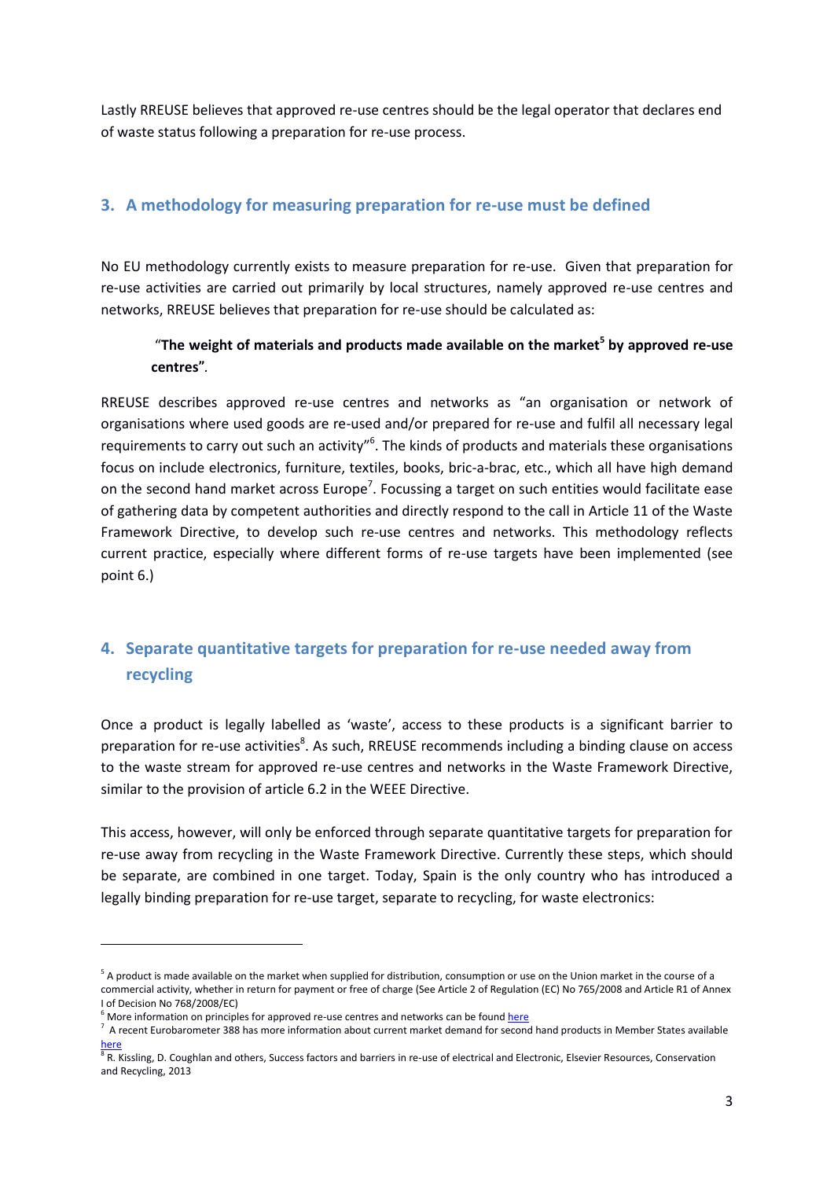Lastly RREUSE believes that approved re-use centres should be the legal operator that declares end of waste status following a preparation for re-use process.

## 3. A methodology for measuring preparation for re-use must be defined

No EU methodology currently exists to measure preparation for re-use. Given that preparation for re-use activities are carried out primarily by local structures, namely approved re-use centres and networks, RREUSE believes that preparation for re-use should be calculated as:

> "**The weight of materials and products made available on the market**[5] **by approved re-use centres**".

RREUSE describes approved re-use centres and networks as "an organisation or network of organisations where used goods are re-used and/or prepared for re-use and fulfil all necessary legal requirements to carry out such an activity"[6]. The kinds of products and materials these organisations focus on include electronics, furniture, textiles, books, bric-a-brac, etc., which all have high demand on the second hand market across Europe[7]. Focussing a target on such entities would facilitate ease of gathering data by competent authorities and directly respond to the call in Article 11 of the Waste Framework Directive, to develop such re-use centres and networks. This methodology reflects current practice, especially where different forms of re-use targets have been implemented (see point 6.)

## 4. Separate quantitative targets for preparation for re-use needed away from recycling

Once a product is legally labelled as 'waste', access to these products is a significant barrier to preparation for re-use activities[8]. As such, RREUSE recommends including a binding clause on access to the waste stream for approved re-use centres and networks in the Waste Framework Directive, similar to the provision of article 6.2 in the WEEE Directive.

This access, however, will only be enforced through separate quantitative targets for preparation for re-use away from recycling in the Waste Framework Directive. Currently these steps, which should be separate, are combined in one target. Today, Spain is the only country who has introduced a legally binding preparation for re-use target, separate to recycling, for waste electronics:

---

[5] A product is made available on the market when supplied for distribution, consumption or use on the Union market in the course of a commercial activity, whether in return for payment or free of charge (See Article 2 of Regulation (EC) No 765/2008 and Article R1 of Annex I of Decision No 768/2008/EC)

[6] More information on principles for approved re-use centres and networks can be found here

[7] A recent Eurobarometer 388 has more information about current market demand for second hand products in Member States available here

[8] R. Kissling, D. Coughlan and others, Success factors and barriers in re-use of electrical and Electronic, Elsevier Resources, Conservation and Recycling, 2013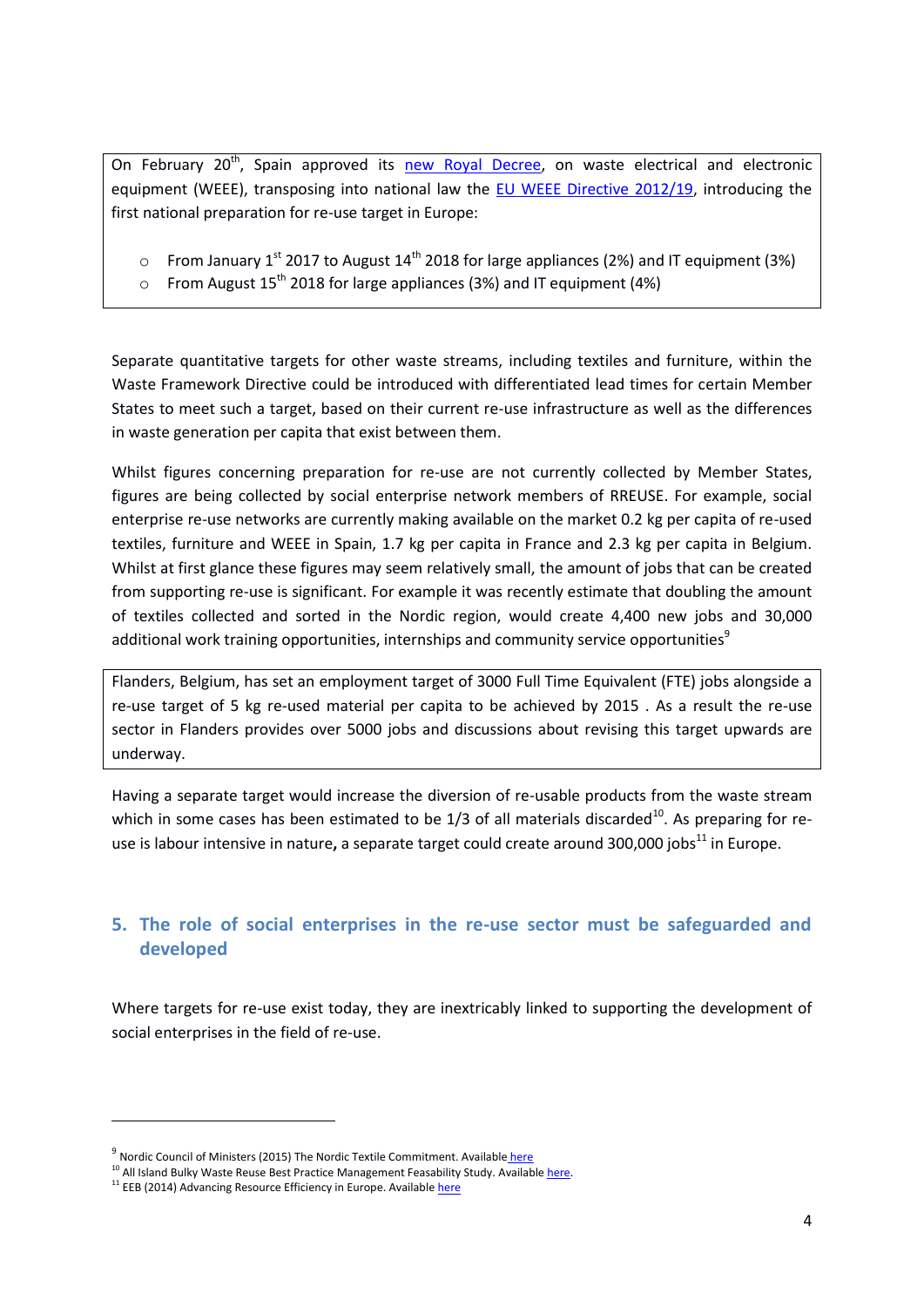On February 20th, Spain approved its [new Royal Decree](#), on waste electrical and electronic equipment (WEEE), transposing into national law the [EU WEEE Directive 2012/19](#), introducing the first national preparation for re-use target in Europe:

- From January 1st 2017 to August 14th 2018 for large appliances (2%) and IT equipment (3%)
- From August 15th 2018 for large appliances (3%) and IT equipment (4%)

Separate quantitative targets for other waste streams, including textiles and furniture, within the Waste Framework Directive could be introduced with differentiated lead times for certain Member States to meet such a target, based on their current re-use infrastructure as well as the differences in waste generation per capita that exist between them.

Whilst figures concerning preparation for re-use are not currently collected by Member States, figures are being collected by social enterprise network members of RREUSE. For example, social enterprise re-use networks are currently making available on the market 0.2 kg per capita of re-used textiles, furniture and WEEE in Spain, 1.7 kg per capita in France and 2.3 kg per capita in Belgium. Whilst at first glance these figures may seem relatively small, the amount of jobs that can be created from supporting re-use is significant. For example it was recently estimate that doubling the amount of textiles collected and sorted in the Nordic region, would create 4,400 new jobs and 30,000 additional work training opportunities, internships and community service opportunities[9]

Flanders, Belgium, has set an employment target of 3000 Full Time Equivalent (FTE) jobs alongside a re-use target of 5 kg re-used material per capita to be achieved by 2015 . As a result the re-use sector in Flanders provides over 5000 jobs and discussions about revising this target upwards are underway.

Having a separate target would increase the diversion of re-usable products from the waste stream which in some cases has been estimated to be 1/3 of all materials discarded[10]. As preparing for re-use is labour intensive in nature**,** a separate target could create around 300,000 jobs[11] in Europe.

## 5. The role of social enterprises in the re-use sector must be safeguarded and developed

Where targets for re-use exist today, they are inextricably linked to supporting the development of social enterprises in the field of re-use.

---

[9] Nordic Council of Ministers (2015) The Nordic Textile Commitment. Available [here](#)

[10] All Island Bulky Waste Reuse Best Practice Management Feasability Study. Available [here](#).

[11] EEB (2014) Advancing Resource Efficiency in Europe. Available [here](#)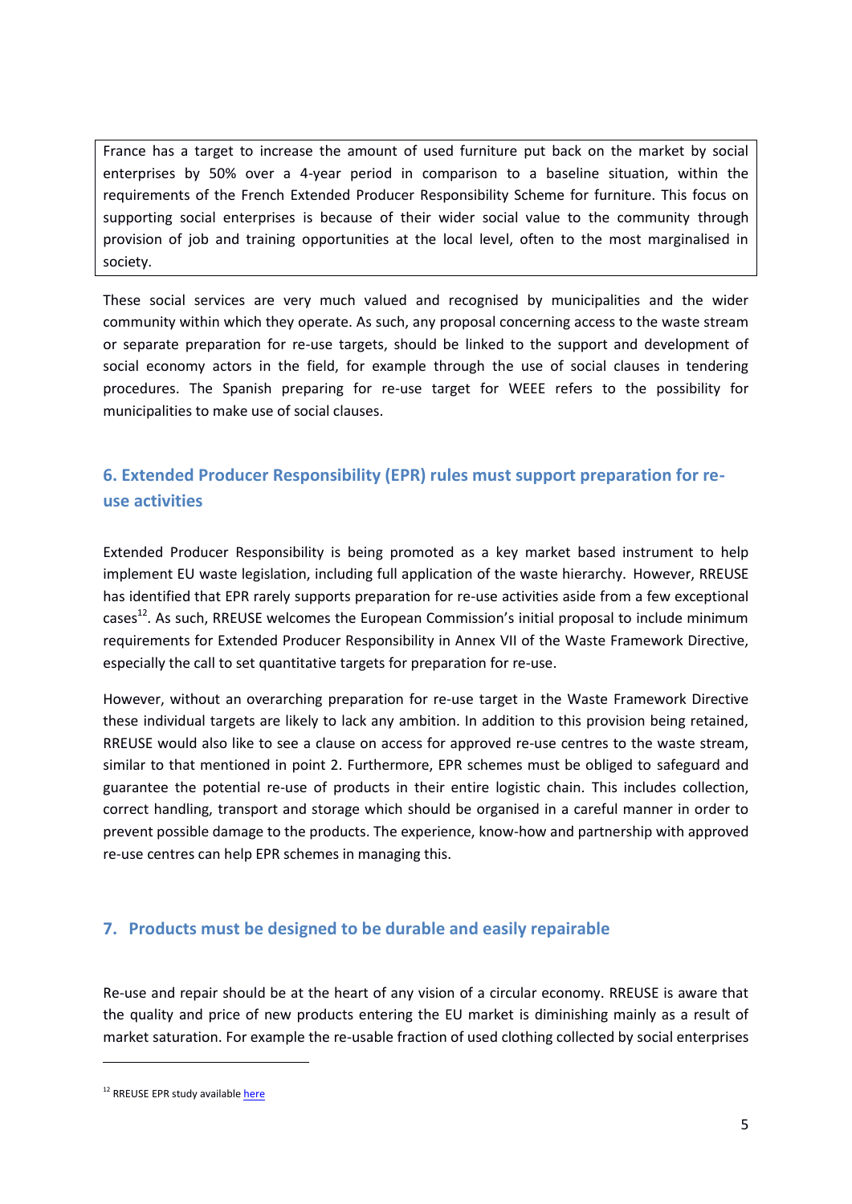France has a target to increase the amount of used furniture put back on the market by social enterprises by 50% over a 4-year period in comparison to a baseline situation, within the requirements of the French Extended Producer Responsibility Scheme for furniture. This focus on supporting social enterprises is because of their wider social value to the community through provision of job and training opportunities at the local level, often to the most marginalised in society.

These social services are very much valued and recognised by municipalities and the wider community within which they operate. As such, any proposal concerning access to the waste stream or separate preparation for re-use targets, should be linked to the support and development of social economy actors in the field, for example through the use of social clauses in tendering procedures. The Spanish preparing for re-use target for WEEE refers to the possibility for municipalities to make use of social clauses.

## 6. Extended Producer Responsibility (EPR) rules must support preparation for re-use activities

Extended Producer Responsibility is being promoted as a key market based instrument to help implement EU waste legislation, including full application of the waste hierarchy. However, RREUSE has identified that EPR rarely supports preparation for re-use activities aside from a few exceptional cases[12]. As such, RREUSE welcomes the European Commission's initial proposal to include minimum requirements for Extended Producer Responsibility in Annex VII of the Waste Framework Directive, especially the call to set quantitative targets for preparation for re-use.

However, without an overarching preparation for re-use target in the Waste Framework Directive these individual targets are likely to lack any ambition. In addition to this provision being retained, RREUSE would also like to see a clause on access for approved re-use centres to the waste stream, similar to that mentioned in point 2. Furthermore, EPR schemes must be obliged to safeguard and guarantee the potential re-use of products in their entire logistic chain. This includes collection, correct handling, transport and storage which should be organised in a careful manner in order to prevent possible damage to the products. The experience, know-how and partnership with approved re-use centres can help EPR schemes in managing this.

## 7. Products must be designed to be durable and easily repairable

Re-use and repair should be at the heart of any vision of a circular economy. RREUSE is aware that the quality and price of new products entering the EU market is diminishing mainly as a result of market saturation. For example the re-usable fraction of used clothing collected by social enterprises

[12] RREUSE EPR study available here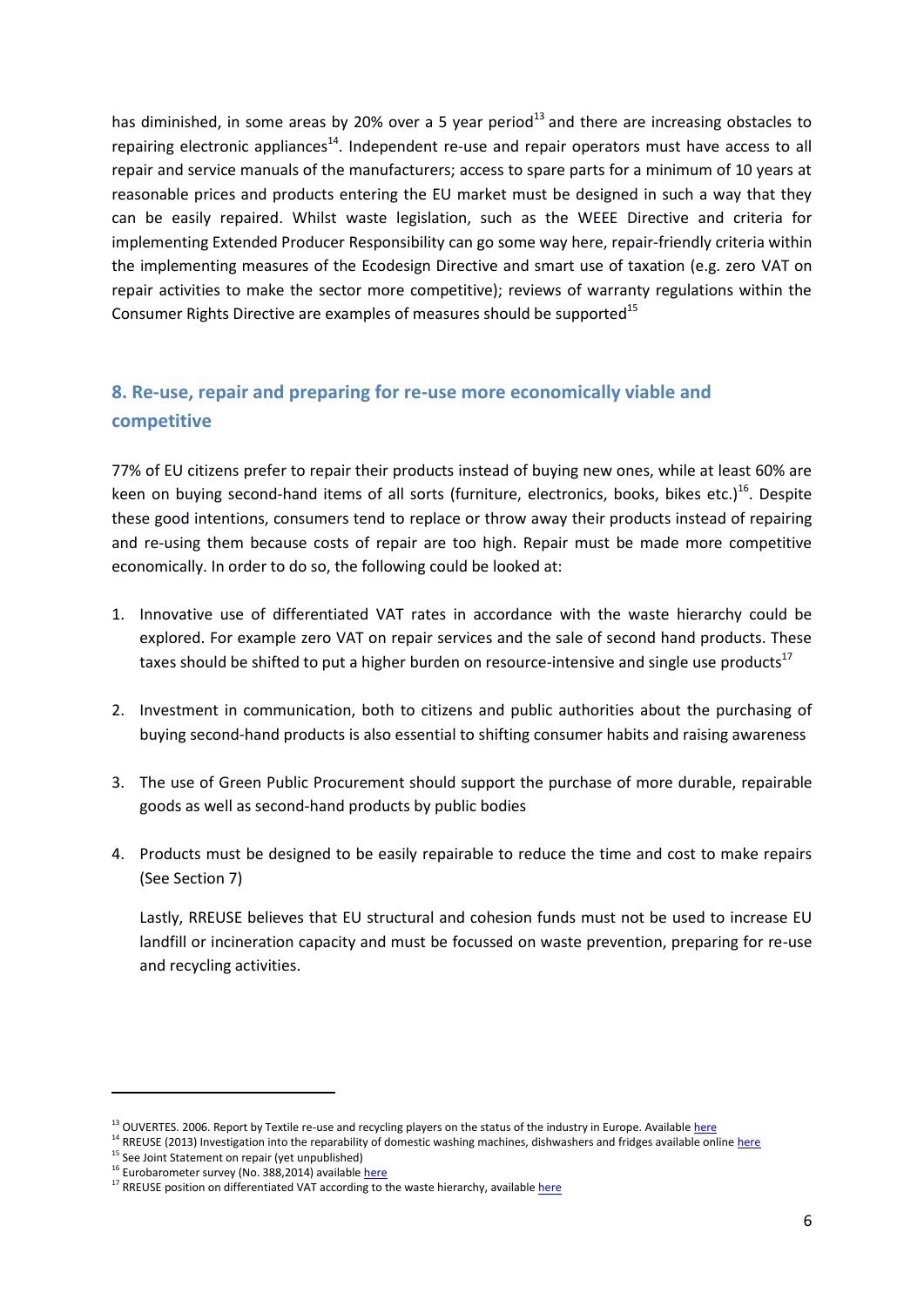has diminished, in some areas by 20% over a 5 year period[13] and there are increasing obstacles to repairing electronic appliances[14]. Independent re-use and repair operators must have access to all repair and service manuals of the manufacturers; access to spare parts for a minimum of 10 years at reasonable prices and products entering the EU market must be designed in such a way that they can be easily repaired. Whilst waste legislation, such as the WEEE Directive and criteria for implementing Extended Producer Responsibility can go some way here, repair-friendly criteria within the implementing measures of the Ecodesign Directive and smart use of taxation (e.g. zero VAT on repair activities to make the sector more competitive); reviews of warranty regulations within the Consumer Rights Directive are examples of measures should be supported[15]

## 8. Re-use, repair and preparing for re-use more economically viable and competitive

77% of EU citizens prefer to repair their products instead of buying new ones, while at least 60% are keen on buying second-hand items of all sorts (furniture, electronics, books, bikes etc.)[16]. Despite these good intentions, consumers tend to replace or throw away their products instead of repairing and re-using them because costs of repair are too high. Repair must be made more competitive economically. In order to do so, the following could be looked at:

1. Innovative use of differentiated VAT rates in accordance with the waste hierarchy could be explored. For example zero VAT on repair services and the sale of second hand products. These taxes should be shifted to put a higher burden on resource-intensive and single use products[17]

2. Investment in communication, both to citizens and public authorities about the purchasing of buying second-hand products is also essential to shifting consumer habits and raising awareness

3. The use of Green Public Procurement should support the purchase of more durable, repairable goods as well as second-hand products by public bodies

4. Products must be designed to be easily repairable to reduce the time and cost to make repairs (See Section 7)

   Lastly, RREUSE believes that EU structural and cohesion funds must not be used to increase EU landfill or incineration capacity and must be focussed on waste prevention, preparing for re-use and recycling activities.

---

[13] OUVERTES. 2006. Report by Textile re-use and recycling players on the status of the industry in Europe. Available here

[14] RREUSE (2013) Investigation into the reparability of domestic washing machines, dishwashers and fridges available online here

[15] See Joint Statement on repair (yet unpublished)

[16] Eurobarometer survey (No. 388,2014) available here

[17] RREUSE position on differentiated VAT according to the waste hierarchy, available here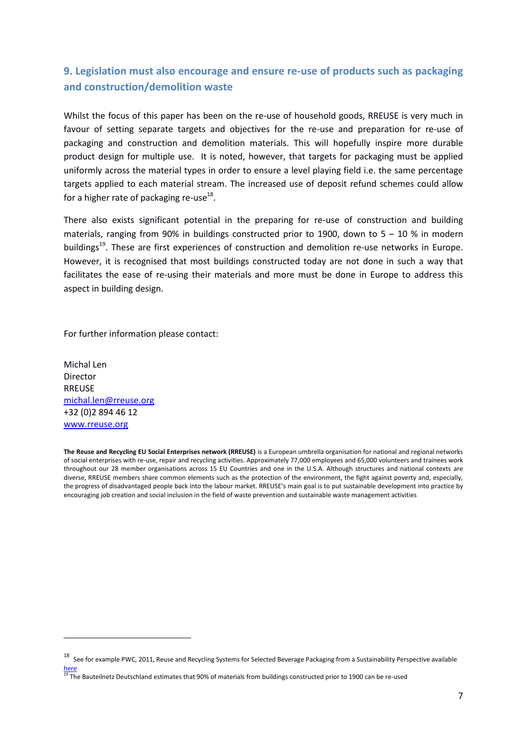## 9. Legislation must also encourage and ensure re-use of products such as packaging and construction/demolition waste

Whilst the focus of this paper has been on the re-use of household goods, RREUSE is very much in favour of setting separate targets and objectives for the re-use and preparation for re-use of packaging and construction and demolition materials. This will hopefully inspire more durable product design for multiple use. It is noted, however, that targets for packaging must be applied uniformly across the material types in order to ensure a level playing field i.e. the same percentage targets applied to each material stream. The increased use of deposit refund schemes could allow for a higher rate of packaging re-use[18].

There also exists significant potential in the preparing for re-use of construction and building materials, ranging from 90% in buildings constructed prior to 1900, down to 5 – 10 % in modern buildings[19]. These are first experiences of construction and demolition re-use networks in Europe. However, it is recognised that most buildings constructed today are not done in such a way that facilitates the ease of re-using their materials and more must be done in Europe to address this aspect in building design.

For further information please contact:

Michal Len
Director
RREUSE
michal.len@rreuse.org
+32 (0)2 894 46 12
www.rreuse.org

**The Reuse and Recycling EU Social Enterprises network (RREUSE)** is a European umbrella organisation for national and regional networks of social enterprises with re-use, repair and recycling activities. Approximately 77,000 employees and 65,000 volunteers and trainees work throughout our 28 member organisations across 15 EU Countries and one in the U.S.A. Although structures and national contexts are diverse, RREUSE members share common elements such as the protection of the environment, the fight against poverty and, especially, the progress of disadvantaged people back into the labour market. RREUSE's main goal is to put sustainable development into practice by encouraging job creation and social inclusion in the field of waste prevention and sustainable waste management activities

---

[18] See for example PWC, 2011, Reuse and Recycling Systems for Selected Beverage Packaging from a Sustainability Perspective available here

[19] The Bauteilnetz Deutschland estimates that 90% of materials from buildings constructed prior to 1900 can be re-used